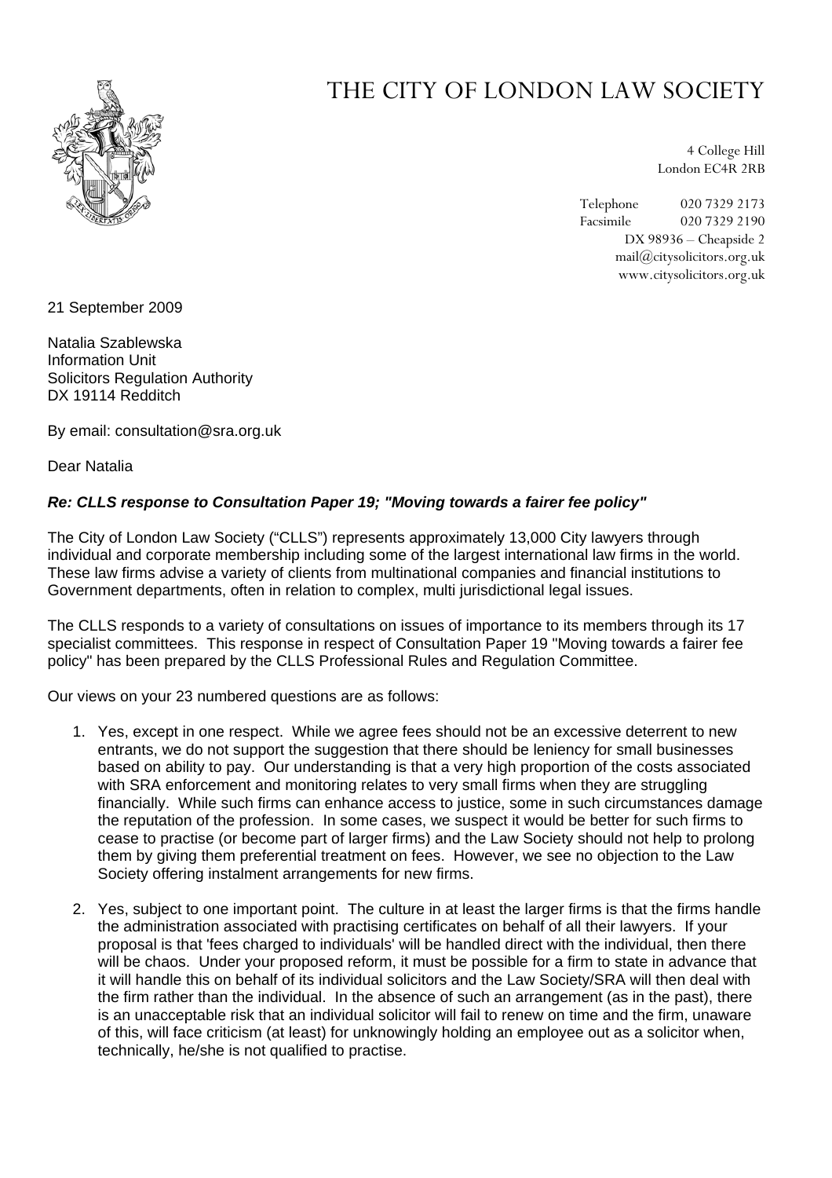# THE CITY OF LONDON LAW SOCIETY

4 College Hill
London EC4R 2RB

Telephone 020 7329 2173
Facsimile 020 7329 2190
DX 98936 – Cheapside 2
mail@citysolicitors.org.uk
www.citysolicitors.org.uk

21 September 2009

Natalia Szablewska
Information Unit
Solicitors Regulation Authority
DX 19114 Redditch

By email: consultation@sra.org.uk

Dear Natalia

***Re: CLLS response to Consultation Paper 19; "Moving towards a fairer fee policy"***

The City of London Law Society ("CLLS") represents approximately 13,000 City lawyers through individual and corporate membership including some of the largest international law firms in the world. These law firms advise a variety of clients from multinational companies and financial institutions to Government departments, often in relation to complex, multi jurisdictional legal issues.

The CLLS responds to a variety of consultations on issues of importance to its members through its 17 specialist committees. This response in respect of Consultation Paper 19 "Moving towards a fairer fee policy" has been prepared by the CLLS Professional Rules and Regulation Committee.

Our views on your 23 numbered questions are as follows:

1. Yes, except in one respect. While we agree fees should not be an excessive deterrent to new entrants, we do not support the suggestion that there should be leniency for small businesses based on ability to pay. Our understanding is that a very high proportion of the costs associated with SRA enforcement and monitoring relates to very small firms when they are struggling financially. While such firms can enhance access to justice, some in such circumstances damage the reputation of the profession. In some cases, we suspect it would be better for such firms to cease to practise (or become part of larger firms) and the Law Society should not help to prolong them by giving them preferential treatment on fees. However, we see no objection to the Law Society offering instalment arrangements for new firms.

2. Yes, subject to one important point. The culture in at least the larger firms is that the firms handle the administration associated with practising certificates on behalf of all their lawyers. If your proposal is that 'fees charged to individuals' will be handled direct with the individual, then there will be chaos. Under your proposed reform, it must be possible for a firm to state in advance that it will handle this on behalf of its individual solicitors and the Law Society/SRA will then deal with the firm rather than the individual. In the absence of such an arrangement (as in the past), there is an unacceptable risk that an individual solicitor will fail to renew on time and the firm, unaware of this, will face criticism (at least) for unknowingly holding an employee out as a solicitor when, technically, he/she is not qualified to practise.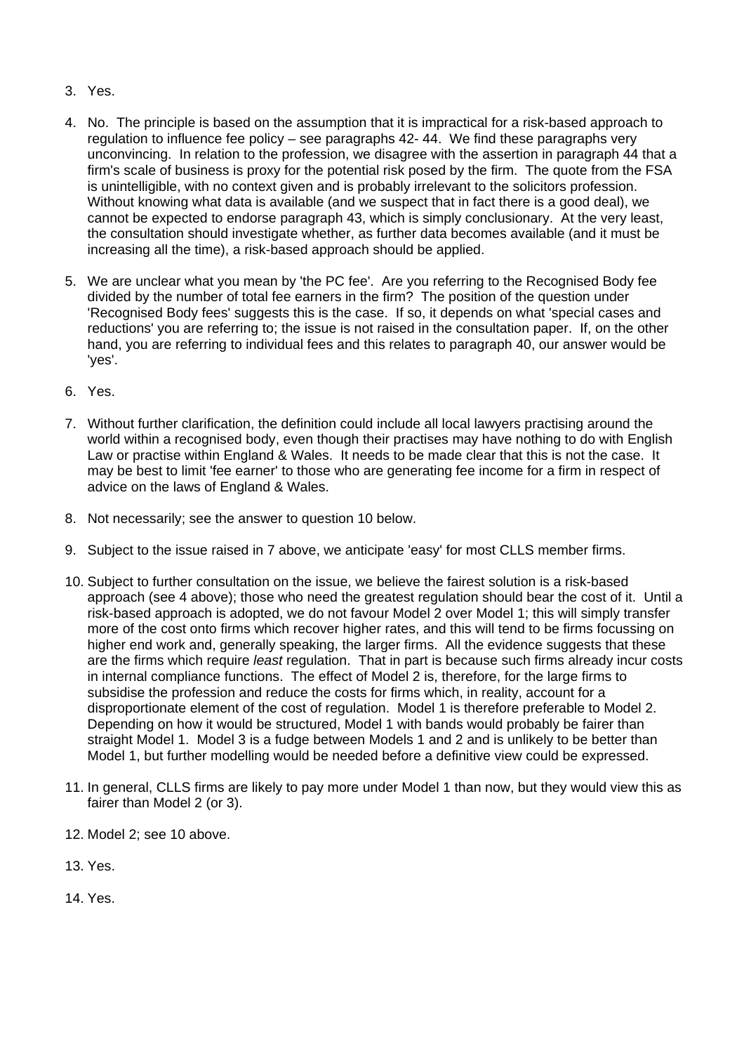3. Yes.

4. No. The principle is based on the assumption that it is impractical for a risk-based approach to regulation to influence fee policy – see paragraphs 42- 44. We find these paragraphs very unconvincing. In relation to the profession, we disagree with the assertion in paragraph 44 that a firm's scale of business is proxy for the potential risk posed by the firm. The quote from the FSA is unintelligible, with no context given and is probably irrelevant to the solicitors profession. Without knowing what data is available (and we suspect that in fact there is a good deal), we cannot be expected to endorse paragraph 43, which is simply conclusionary. At the very least, the consultation should investigate whether, as further data becomes available (and it must be increasing all the time), a risk-based approach should be applied.

5. We are unclear what you mean by 'the PC fee'. Are you referring to the Recognised Body fee divided by the number of total fee earners in the firm? The position of the question under 'Recognised Body fees' suggests this is the case. If so, it depends on what 'special cases and reductions' you are referring to; the issue is not raised in the consultation paper. If, on the other hand, you are referring to individual fees and this relates to paragraph 40, our answer would be 'yes'.

6. Yes.

7. Without further clarification, the definition could include all local lawyers practising around the world within a recognised body, even though their practises may have nothing to do with English Law or practise within England & Wales. It needs to be made clear that this is not the case. It may be best to limit 'fee earner' to those who are generating fee income for a firm in respect of advice on the laws of England & Wales.

8. Not necessarily; see the answer to question 10 below.

9. Subject to the issue raised in 7 above, we anticipate 'easy' for most CLLS member firms.

10. Subject to further consultation on the issue, we believe the fairest solution is a risk-based approach (see 4 above); those who need the greatest regulation should bear the cost of it. Until a risk-based approach is adopted, we do not favour Model 2 over Model 1; this will simply transfer more of the cost onto firms which recover higher rates, and this will tend to be firms focussing on higher end work and, generally speaking, the larger firms. All the evidence suggests that these are the firms which require *least* regulation. That in part is because such firms already incur costs in internal compliance functions. The effect of Model 2 is, therefore, for the large firms to subsidise the profession and reduce the costs for firms which, in reality, account for a disproportionate element of the cost of regulation. Model 1 is therefore preferable to Model 2. Depending on how it would be structured, Model 1 with bands would probably be fairer than straight Model 1. Model 3 is a fudge between Models 1 and 2 and is unlikely to be better than Model 1, but further modelling would be needed before a definitive view could be expressed.

11. In general, CLLS firms are likely to pay more under Model 1 than now, but they would view this as fairer than Model 2 (or 3).

12. Model 2; see 10 above.

13. Yes.

14. Yes.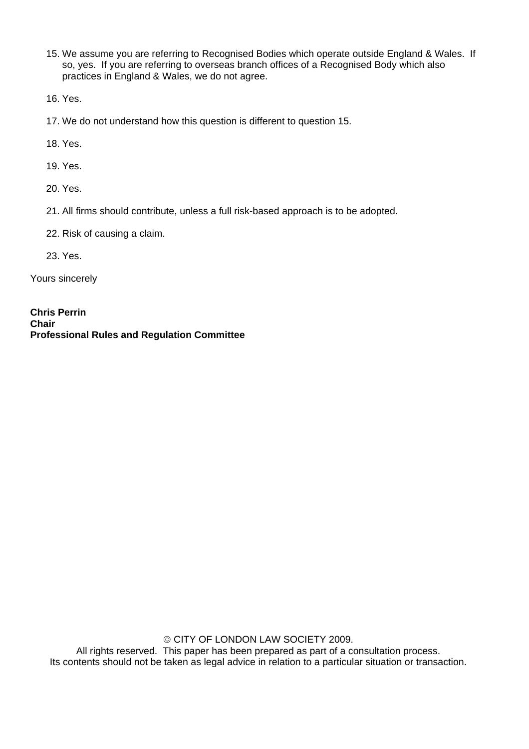15. We assume you are referring to Recognised Bodies which operate outside England & Wales. If so, yes. If you are referring to overseas branch offices of a Recognised Body which also practices in England & Wales, we do not agree.

16. Yes.

17. We do not understand how this question is different to question 15.

18. Yes.

19. Yes.

20. Yes.

21. All firms should contribute, unless a full risk-based approach is to be adopted.

22. Risk of causing a claim.

23. Yes.

Yours sincerely

**Chris Perrin**
**Chair**
**Professional Rules and Regulation Committee**

© CITY OF LONDON LAW SOCIETY 2009.
All rights reserved. This paper has been prepared as part of a consultation process.
Its contents should not be taken as legal advice in relation to a particular situation or transaction.